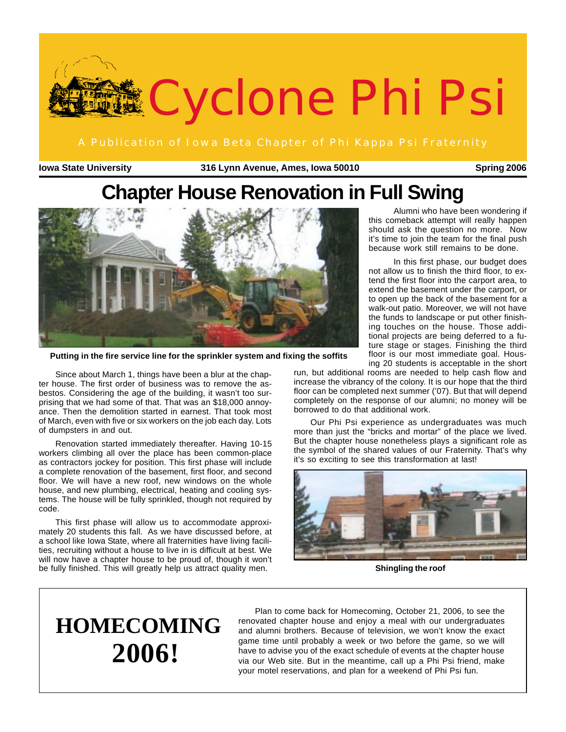# Cyclone Phi Psi

A Publication of Iowa Beta Chapter of Phi Kappa Psi Fraternity

**Iowa State University** **316 Lynn Avenue, Ames, Iowa 50010** **Spring 2006**

## Chapter House Renovation in Full Swing

**Putting in the fire service line for the sprinkler system and fixing the soffits**

Since about March 1, things have been a blur at the chapter house. The first order of business was to remove the asbestos. Considering the age of the building, it wasn't too surprising that we had some of that. That was an $18,000 annoyance. Then the demolition started in earnest. That took most of March, even with five or six workers on the job each day. Lots of dumpsters in and out.

Renovation started immediately thereafter. Having 10-15 workers climbing all over the place has been common-place as contractors jockey for position. This first phase will include a complete renovation of the basement, first floor, and second floor. We will have a new roof, new windows on the whole house, and new plumbing, electrical, heating and cooling systems. The house will be fully sprinkled, though not required by code.

This first phase will allow us to accommodate approximately 20 students this fall. As we have discussed before, at a school like Iowa State, where all fraternities have living facilities, recruiting without a house to live in is difficult at best. We will now have a chapter house to be proud of, though it won't be fully finished. This will greatly help us attract quality men.

Alumni who have been wondering if this comeback attempt will really happen should ask the question no more. Now it's time to join the team for the final push because work still remains to be done.

In this first phase, our budget does not allow us to finish the third floor, to extend the first floor into the carport area, to extend the basement under the carport, or to open up the back of the basement for a walk-out patio. Moreover, we will not have the funds to landscape or put other finishing touches on the house. Those additional projects are being deferred to a future stage or stages. Finishing the third floor is our most immediate goal. Housing 20 students is acceptable in the short run, but additional rooms are needed to help cash flow and increase the vibrancy of the colony. It is our hope that the third floor can be completed next summer ('07). But that will depend completely on the response of our alumni; no money will be borrowed to do that additional work.

Our Phi Psi experience as undergraduates was much more than just the "bricks and mortar" of the place we lived. But the chapter house nonetheless plays a significant role as the symbol of the shared values of our Fraternity. That's why it's so exciting to see this transformation at last!

**Shingling the roof**

## HOMECOMING 2006!

Plan to come back for Homecoming, October 21, 2006, to see the renovated chapter house and enjoy a meal with our undergraduates and alumni brothers. Because of television, we won't know the exact game time until probably a week or two before the game, so we will have to advise you of the exact schedule of events at the chapter house via our Web site. But in the meantime, call up a Phi Psi friend, make your motel reservations, and plan for a weekend of Phi Psi fun.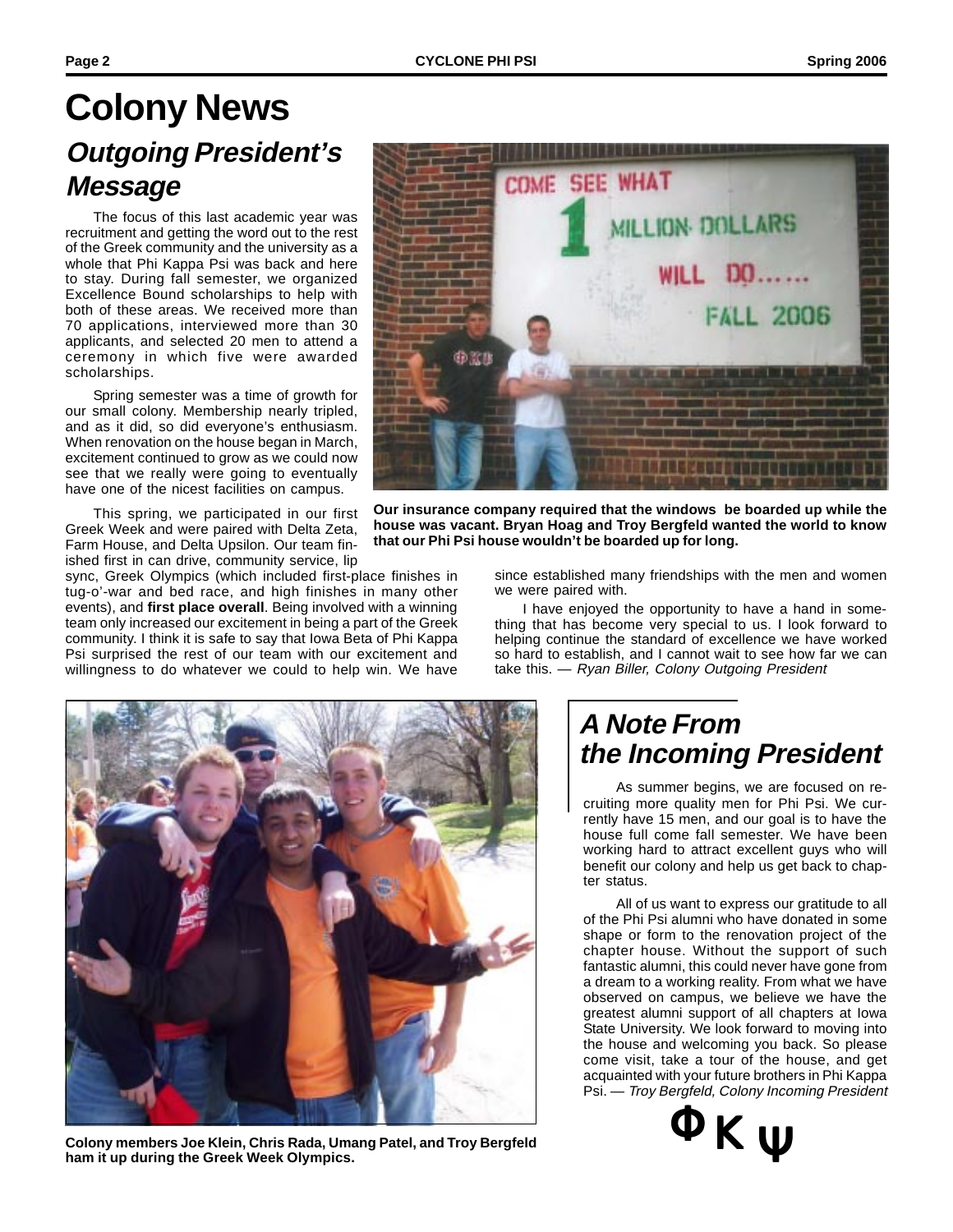# Colony News

## *Outgoing President's Message*

The focus of this last academic year was recruitment and getting the word out to the rest of the Greek community and the university as a whole that Phi Kappa Psi was back and here to stay. During fall semester, we organized Excellence Bound scholarships to help with both of these areas. We received more than 70 applications, interviewed more than 30 applicants, and selected 20 men to attend a ceremony in which five were awarded scholarships.

Spring semester was a time of growth for our small colony. Membership nearly tripled, and as it did, so did everyone's enthusiasm. When renovation on the house began in March, excitement continued to grow as we could now see that we really were going to eventually have one of the nicest facilities on campus.

This spring, we participated in our first Greek Week and were paired with Delta Zeta, Farm House, and Delta Upsilon. Our team finished first in can drive, community service, lip sync, Greek Olympics (which included first-place finishes in tug-o'-war and bed race, and high finishes in many other events), and **first place overall**. Being involved with a winning team only increased our excitement in being a part of the Greek community. I think it is safe to say that Iowa Beta of Phi Kappa Psi surprised the rest of our team with our excitement and willingness to do whatever we could to help win. We have since established many friendships with the men and women we were paired with.

I have enjoyed the opportunity to have a hand in something that has become very special to us. I look forward to helping continue the standard of excellence we have worked so hard to establish, and I cannot wait to see how far we can take this. — *Ryan Biller, Colony Outgoing President*

**Our insurance company required that the windows be boarded up while the house was vacant. Bryan Hoag and Troy Bergfeld wanted the world to know that our Phi Psi house wouldn't be boarded up for long.**

**Colony members Joe Klein, Chris Rada, Umang Patel, and Troy Bergfeld ham it up during the Greek Week Olympics.**

## *A Note From the Incoming President*

As summer begins, we are focused on recruiting more quality men for Phi Psi. We currently have 15 men, and our goal is to have the house full come fall semester. We have been working hard to attract excellent guys who will benefit our colony and help us get back to chapter status.

All of us want to express our gratitude to all of the Phi Psi alumni who have donated in some shape or form to the renovation project of the chapter house. Without the support of such fantastic alumni, this could never have gone from a dream to a working reality. From what we have observed on campus, we believe we have the greatest alumni support of all chapters at Iowa State University. We look forward to moving into the house and welcoming you back. So please come visit, take a tour of the house, and get acquainted with your future brothers in Phi Kappa Psi. — *Troy Bergfeld, Colony Incoming President*

**Φ Κ Ψ**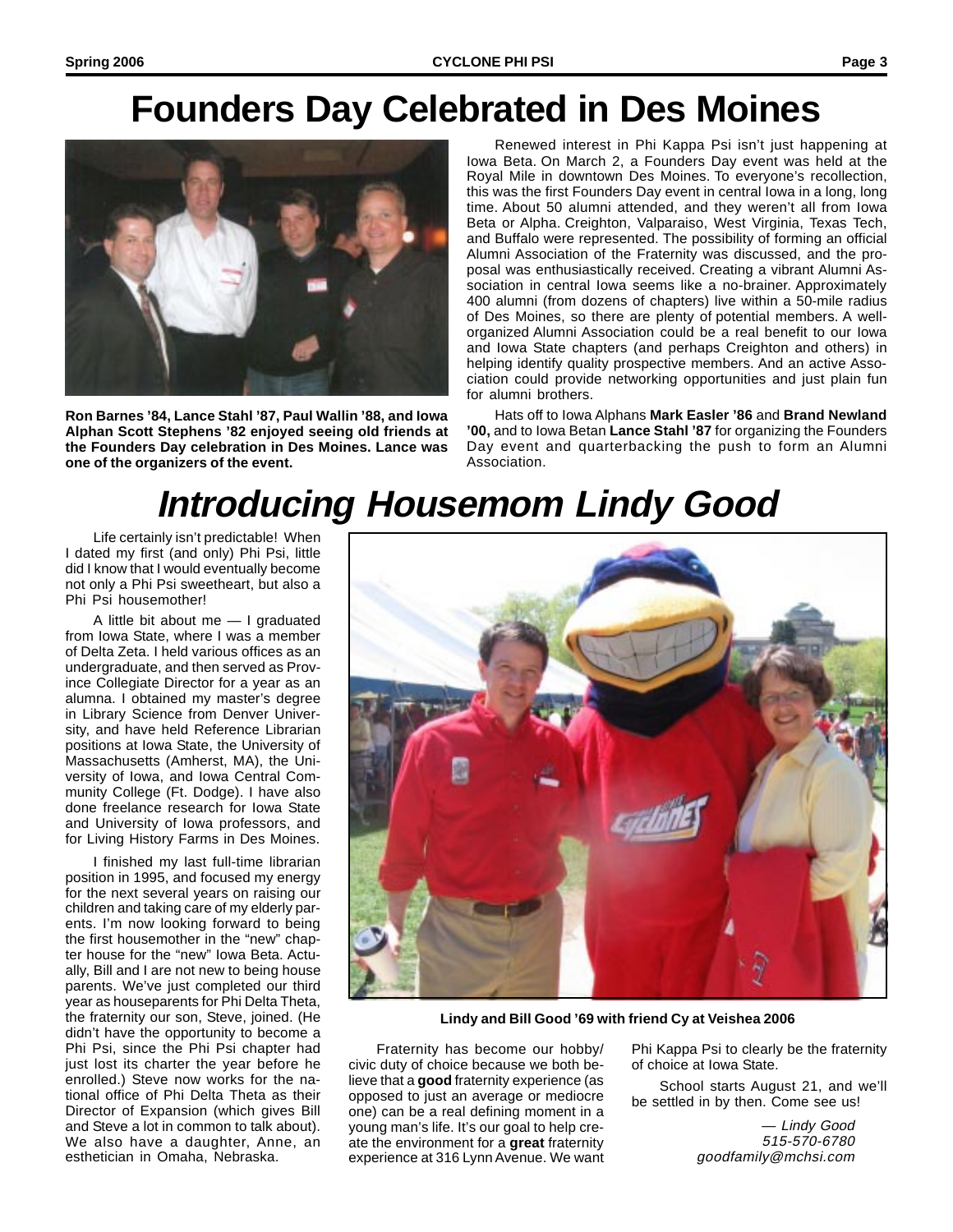# Founders Day Celebrated in Des Moines

**Ron Barnes '84, Lance Stahl '87, Paul Wallin '88, and Iowa Alphan Scott Stephens '82 enjoyed seeing old friends at the Founders Day celebration in Des Moines. Lance was one of the organizers of the event.**

Renewed interest in Phi Kappa Psi isn't just happening at Iowa Beta. On March 2, a Founders Day event was held at the Royal Mile in downtown Des Moines. To everyone's recollection, this was the first Founders Day event in central Iowa in a long, long time. About 50 alumni attended, and they weren't all from Iowa Beta or Alpha. Creighton, Valparaiso, West Virginia, Texas Tech, and Buffalo were represented. The possibility of forming an official Alumni Association of the Fraternity was discussed, and the proposal was enthusiastically received. Creating a vibrant Alumni Association in central Iowa seems like a no-brainer. Approximately 400 alumni (from dozens of chapters) live within a 50-mile radius of Des Moines, so there are plenty of potential members. A well-organized Alumni Association could be a real benefit to our Iowa and Iowa State chapters (and perhaps Creighton and others) in helping identify quality prospective members. And an active Association could provide networking opportunities and just plain fun for alumni brothers.

Hats off to Iowa Alphans **Mark Easler '86** and **Brand Newland '00,** and to Iowa Betan **Lance Stahl '87** for organizing the Founders Day event and quarterbacking the push to form an Alumni Association.

# *Introducing Housemom Lindy Good*

Life certainly isn't predictable! When I dated my first (and only) Phi Psi, little did I know that I would eventually become not only a Phi Psi sweetheart, but also a Phi Psi housemother!

A little bit about me — I graduated from Iowa State, where I was a member of Delta Zeta. I held various offices as an undergraduate, and then served as Province Collegiate Director for a year as an alumna. I obtained my master's degree in Library Science from Denver University, and have held Reference Librarian positions at Iowa State, the University of Massachusetts (Amherst, MA), the University of Iowa, and Iowa Central Community College (Ft. Dodge). I have also done freelance research for Iowa State and University of Iowa professors, and for Living History Farms in Des Moines.

I finished my last full-time librarian position in 1995, and focused my energy for the next several years on raising our children and taking care of my elderly parents. I'm now looking forward to being the first housemother in the "new" chapter house for the "new" Iowa Beta. Actually, Bill and I are not new to being house parents. We've just completed our third year as houseparents for Phi Delta Theta, the fraternity our son, Steve, joined. (He didn't have the opportunity to become a Phi Psi, since the Phi Psi chapter had just lost its charter the year before he enrolled.) Steve now works for the national office of Phi Delta Theta as their Director of Expansion (which gives Bill and Steve a lot in common to talk about). We also have a daughter, Anne, an esthetician in Omaha, Nebraska.

**Lindy and Bill Good '69 with friend Cy at Veishea 2006**

Fraternity has become our hobby/civic duty of choice because we both believe that a **good** fraternity experience (as opposed to just an average or mediocre one) can be a real defining moment in a young man's life. It's our goal to help create the environment for a **great** fraternity experience at 316 Lynn Avenue. We want Phi Kappa Psi to clearly be the fraternity of choice at Iowa State.

School starts August 21, and we'll be settled in by then. Come see us!

*— Lindy Good*
*515-570-6780*
*goodfamily@mchsi.com*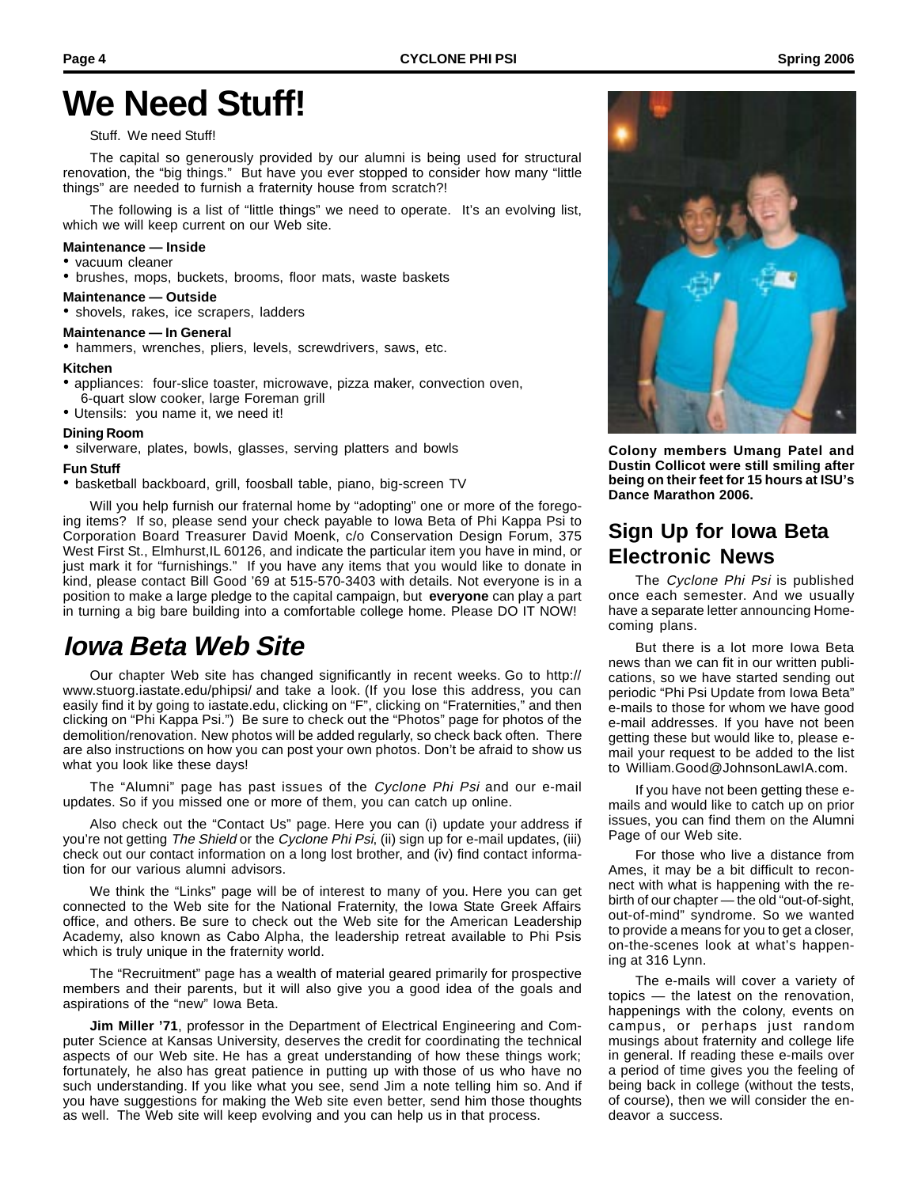# We Need Stuff!

Stuff. We need Stuff!

The capital so generously provided by our alumni is being used for structural renovation, the "big things." But have you ever stopped to consider how many "little things" are needed to furnish a fraternity house from scratch?!

The following is a list of "little things" we need to operate. It's an evolving list, which we will keep current on our Web site.

**Maintenance — Inside**

- vacuum cleaner
- brushes, mops, buckets, brooms, floor mats, waste baskets

**Maintenance — Outside**

- shovels, rakes, ice scrapers, ladders

**Maintenance — In General**

- hammers, wrenches, pliers, levels, screwdrivers, saws, etc.

**Kitchen**

- appliances: four-slice toaster, microwave, pizza maker, convection oven, 6-quart slow cooker, large Foreman grill
- Utensils: you name it, we need it!

**Dining Room**

- silverware, plates, bowls, glasses, serving platters and bowls

**Fun Stuff**

- basketball backboard, grill, foosball table, piano, big-screen TV

Will you help furnish our fraternal home by "adopting" one or more of the foregoing items? If so, please send your check payable to Iowa Beta of Phi Kappa Psi to Corporation Board Treasurer David Moenk, c/o Conservation Design Forum, 375 West First St., Elmhurst,IL 60126, and indicate the particular item you have in mind, or just mark it for "furnishings." If you have any items that you would like to donate in kind, please contact Bill Good '69 at 515-570-3403 with details. Not everyone is in a position to make a large pledge to the capital campaign, but **everyone** can play a part in turning a big bare building into a comfortable college home. Please DO IT NOW!

# *Iowa Beta Web Site*

Our chapter Web site has changed significantly in recent weeks. Go to http://www.stuorg.iastate.edu/phipsi/ and take a look. (If you lose this address, you can easily find it by going to iastate.edu, clicking on "F", clicking on "Fraternities," and then clicking on "Phi Kappa Psi.") Be sure to check out the "Photos" page for photos of the demolition/renovation. New photos will be added regularly, so check back often. There are also instructions on how you can post your own photos. Don't be afraid to show us what you look like these days!

The "Alumni" page has past issues of the *Cyclone Phi Psi* and our e-mail updates. So if you missed one or more of them, you can catch up online.

Also check out the "Contact Us" page. Here you can (i) update your address if you're not getting *The Shield* or the *Cyclone Phi Psi*, (ii) sign up for e-mail updates, (iii) check out our contact information on a long lost brother, and (iv) find contact information for our various alumni advisors.

We think the "Links" page will be of interest to many of you. Here you can get connected to the Web site for the National Fraternity, the Iowa State Greek Affairs office, and others. Be sure to check out the Web site for the American Leadership Academy, also known as Cabo Alpha, the leadership retreat available to Phi Psis which is truly unique in the fraternity world.

The "Recruitment" page has a wealth of material geared primarily for prospective members and their parents, but it will also give you a good idea of the goals and aspirations of the "new" Iowa Beta.

**Jim Miller '71**, professor in the Department of Electrical Engineering and Computer Science at Kansas University, deserves the credit for coordinating the technical aspects of our Web site. He has a great understanding of how these things work; fortunately, he also has great patience in putting up with those of us who have no such understanding. If you like what you see, send Jim a note telling him so. And if you have suggestions for making the Web site even better, send him those thoughts as well. The Web site will keep evolving and you can help us in that process.

**Colony members Umang Patel and Dustin Collicot were still smiling after being on their feet for 15 hours at ISU's Dance Marathon 2006.**

## Sign Up for Iowa Beta Electronic News

The *Cyclone Phi Psi* is published once each semester. And we usually have a separate letter announcing Homecoming plans.

But there is a lot more Iowa Beta news than we can fit in our written publications, so we have started sending out periodic "Phi Psi Update from Iowa Beta" e-mails to those for whom we have good e-mail addresses. If you have not been getting these but would like to, please e-mail your request to be added to the list to William.Good@JohnsonLawIA.com.

If you have not been getting these e-mails and would like to catch up on prior issues, you can find them on the Alumni Page of our Web site.

For those who live a distance from Ames, it may be a bit difficult to reconnect with what is happening with the rebirth of our chapter — the old "out-of-sight, out-of-mind" syndrome. So we wanted to provide a means for you to get a closer, on-the-scenes look at what's happening at 316 Lynn.

The e-mails will cover a variety of topics — the latest on the renovation, happenings with the colony, events on campus, or perhaps just random musings about fraternity and college life in general. If reading these e-mails over a period of time gives you the feeling of being back in college (without the tests, of course), then we will consider the endeavor a success.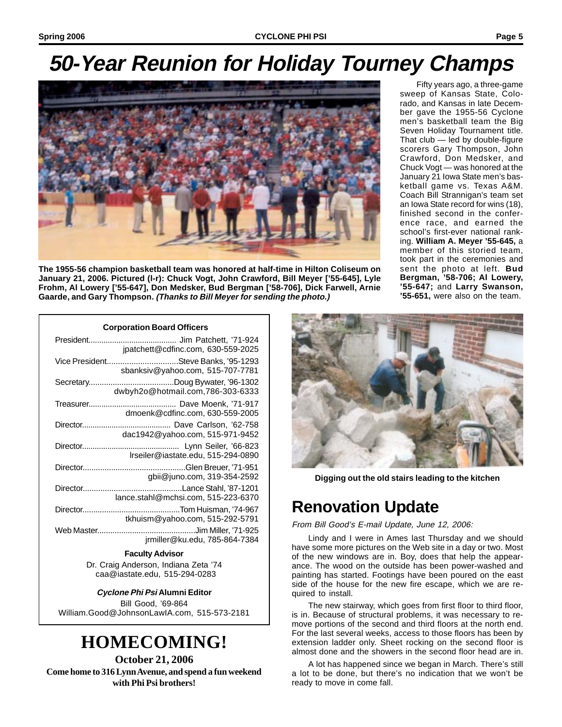# 50-Year Reunion for Holiday Tourney Champs

**The 1955-56 champion basketball team was honored at half-time in Hilton Coliseum on January 21, 2006. Pictured (l-r): Chuck Vogt, John Crawford, Bill Meyer ['55-645], Lyle Frohm, Al Lowery ['55-647], Don Medsker, Bud Bergman ['58-706], Dick Farwell, Arnie Gaarde, and Gary Thompson.** ***(Thanks to Bill Meyer for sending the photo.)***

Fifty years ago, a three-game sweep of Kansas State, Colorado, and Kansas in late December gave the 1955-56 Cyclone men's basketball team the Big Seven Holiday Tournament title. That club — led by double-figure scorers Gary Thompson, John Crawford, Don Medsker, and Chuck Vogt — was honored at the January 21 Iowa State men's basketball game vs. Texas A&M. Coach Bill Strannigan's team set an Iowa State record for wins (18), finished second in the conference race, and earned the school's first-ever national ranking. **William A. Meyer '55-645,** a member of this storied team, took part in the ceremonies and sent the photo at left. **Bud Bergman, '58-706; Al Lowery, '55-647;** and **Larry Swanson, '55-651,** were also on the team.

**Corporation Board Officers**

President......................................... Jim Patchett, '71-924
jpatchett@cdfinc.com, 630-559-2025

Vice President................................Steve Banks, '95-1293
sbanksiv@yahoo.com, 515-707-7781

Secretary.......................................Doug Bywater, '96-1302
dwbyh2o@hotmail.com,786-303-6333

Treasurer......................................... Dave Moenk, '71-917
dmoenk@cdfinc.com, 630-559-2005

Director......................................... Dave Carlson, '62-758
dac1942@yahoo.com, 515-971-9452

Director............................................. Lynn Seiler, '66-823
lrseiler@iastate.edu, 515-294-0890

Director...............................................Glen Breuer, '71-951
gbii@juno.com, 319-354-2592

Director.............................................Lance Stahl, '87-1201
lance.stahl@mchsi.com, 515-223-6370

Director.............................................Tom Huisman, '74-967
tkhuism@yahoo.com, 515-292-5791

Web Master.............................................Jim Miller, '71-925
jrmiller@ku.edu, 785-864-7384

**Faculty Advisor**

Dr. Craig Anderson, Indiana Zeta '74
caa@iastate.edu, 515-294-0283

***Cyclone Phi Psi* Alumni Editor**

Bill Good, '69-864
William.Good@JohnsonLawIA.com, 515-573-2181

# HOMECOMING!

**October 21, 2006**

**Come home to 316 Lynn Avenue, and spend a fun weekend with Phi Psi brothers!**

**Digging out the old stairs leading to the kitchen**

## Renovation Update

*From Bill Good's E-mail Update, June 12, 2006:*

Lindy and I were in Ames last Thursday and we should have some more pictures on the Web site in a day or two. Most of the new windows are in. Boy, does that help the appearance. The wood on the outside has been power-washed and painting has started. Footings have been poured on the east side of the house for the new fire escape, which we are required to install.

The new stairway, which goes from first floor to third floor, is in. Because of structural problems, it was necessary to remove portions of the second and third floors at the north end. For the last several weeks, access to those floors has been by extension ladder only. Sheet rocking on the second floor is almost done and the showers in the second floor head are in.

A lot has happened since we began in March. There's still a lot to be done, but there's no indication that we won't be ready to move in come fall.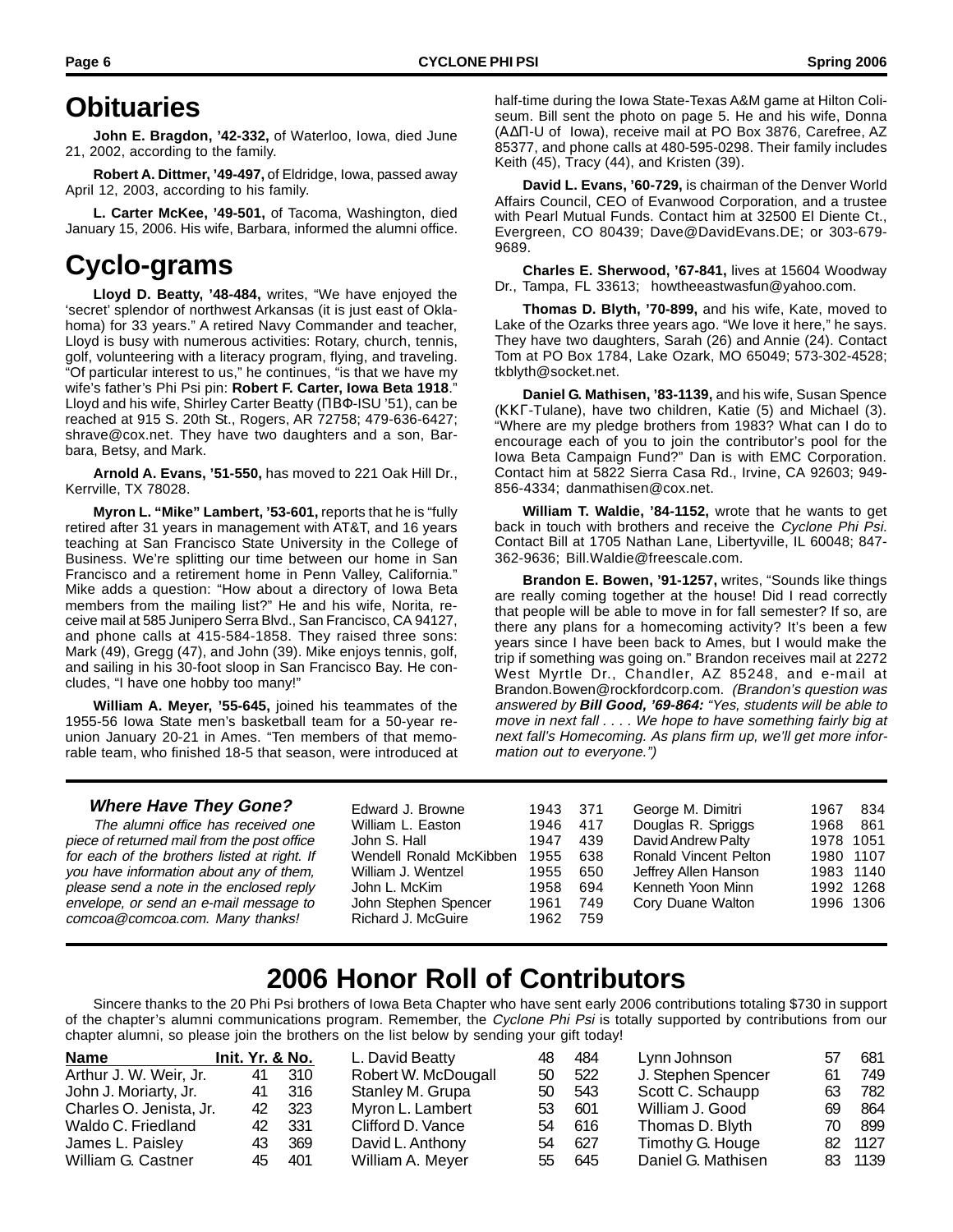# Obituaries

**John E. Bragdon, '42-332,** of Waterloo, Iowa, died June 21, 2002, according to the family.

**Robert A. Dittmer, '49-497,** of Eldridge, Iowa, passed away April 12, 2003, according to his family.

**L. Carter McKee, '49-501,** of Tacoma, Washington, died January 15, 2006. His wife, Barbara, informed the alumni office.

# Cyclo-grams

**Lloyd D. Beatty, '48-484,** writes, "We have enjoyed the 'secret' splendor of northwest Arkansas (it is just east of Oklahoma) for 33 years." A retired Navy Commander and teacher, Lloyd is busy with numerous activities: Rotary, church, tennis, golf, volunteering with a literacy program, flying, and traveling. "Of particular interest to us," he continues, "is that we have my wife's father's Phi Psi pin: **Robert F. Carter, Iowa Beta 1918**." Lloyd and his wife, Shirley Carter Beatty (ΠΒΦ-ISU '51), can be reached at 915 S. 20th St., Rogers, AR 72758; 479-636-6427; shrave@cox.net. They have two daughters and a son, Barbara, Betsy, and Mark.

**Arnold A. Evans, '51-550,** has moved to 221 Oak Hill Dr., Kerrville, TX 78028.

**Myron L. "Mike" Lambert, '53-601,** reports that he is "fully retired after 31 years in management with AT&T, and 16 years teaching at San Francisco State University in the College of Business. We're splitting our time between our home in San Francisco and a retirement home in Penn Valley, California." Mike adds a question: "How about a directory of Iowa Beta members from the mailing list?" He and his wife, Norita, receive mail at 585 Junipero Serra Blvd., San Francisco, CA 94127, and phone calls at 415-584-1858. They raised three sons: Mark (49), Gregg (47), and John (39). Mike enjoys tennis, golf, and sailing in his 30-foot sloop in San Francisco Bay. He concludes, "I have one hobby too many!"

**William A. Meyer, '55-645,** joined his teammates of the 1955-56 Iowa State men's basketball team for a 50-year reunion January 20-21 in Ames. "Ten members of that memorable team, who finished 18-5 that season, were introduced at half-time during the Iowa State-Texas A&M game at Hilton Coliseum. Bill sent the photo on page 5. He and his wife, Donna (ΑΔΠ-U of Iowa), receive mail at PO Box 3876, Carefree, AZ 85377, and phone calls at 480-595-0298. Their family includes Keith (45), Tracy (44), and Kristen (39).

**David L. Evans, '60-729,** is chairman of the Denver World Affairs Council, CEO of Evanwood Corporation, and a trustee with Pearl Mutual Funds. Contact him at 32500 El Diente Ct., Evergreen, CO 80439; Dave@DavidEvans.DE; or 303-679-9689.

**Charles E. Sherwood, '67-841,** lives at 15604 Woodway Dr., Tampa, FL 33613; howtheeastwasfun@yahoo.com.

**Thomas D. Blyth, '70-899,** and his wife, Kate, moved to Lake of the Ozarks three years ago. "We love it here," he says. They have two daughters, Sarah (26) and Annie (24). Contact Tom at PO Box 1784, Lake Ozark, MO 65049; 573-302-4528; tkblyth@socket.net.

**Daniel G. Mathisen, '83-1139,** and his wife, Susan Spence (ΚΚΓ-Tulane), have two children, Katie (5) and Michael (3). "Where are my pledge brothers from 1983? What can I do to encourage each of you to join the contributor's pool for the Iowa Beta Campaign Fund?" Dan is with EMC Corporation. Contact him at 5822 Sierra Casa Rd., Irvine, CA 92603; 949-856-4334; danmathisen@cox.net.

**William T. Waldie, '84-1152,** wrote that he wants to get back in touch with brothers and receive the *Cyclone Phi Psi.* Contact Bill at 1705 Nathan Lane, Libertyville, IL 60048; 847-362-9636; Bill.Waldie@freescale.com.

**Brandon E. Bowen, '91-1257,** writes, "Sounds like things are really coming together at the house! Did I read correctly that people will be able to move in for fall semester? If so, are there any plans for a homecoming activity? It's been a few years since I have been back to Ames, but I would make the trip if something was going on." Brandon receives mail at 2272 West Myrtle Dr., Chandler, AZ 85248, and e-mail at Brandon.Bowen@rockfordcorp.com. *(Brandon's question was answered by **Bill Good, '69-864:** "Yes, students will be able to move in next fall . . . . We hope to have something fairly big at next fall's Homecoming. As plans firm up, we'll get more information out to everyone.")*

### *Where Have They Gone?*

*The alumni office has received one piece of returned mail from the post office for each of the brothers listed at right. If you have information about any of them, please send a note in the enclosed reply envelope, or send an e-mail message to comcoa@comcoa.com. Many thanks!*

| | | | | | |
|---|---|---|---|---|---|
| Edward J. Browne | 1943 | 371 | George M. Dimitri | 1967 | 834 |
| William L. Easton | 1946 | 417 | Douglas R. Spriggs | 1968 | 861 |
| John S. Hall | 1947 | 439 | David Andrew Palty | 1978 | 1051 |
| Wendell Ronald McKibben | 1955 | 638 | Ronald Vincent Pelton | 1980 | 1107 |
| William J. Wentzel | 1955 | 650 | Jeffrey Allen Hanson | 1983 | 1140 |
| John L. McKim | 1958 | 694 | Kenneth Yoon Minn | 1992 | 1268 |
| John Stephen Spencer | 1961 | 749 | Cory Duane Walton | 1996 | 1306 |
| Richard J. McGuire | 1962 | 759 | | | |

# 2006 Honor Roll of Contributors

Sincere thanks to the 20 Phi Psi brothers of Iowa Beta Chapter who have sent early 2006 contributions totaling $730 in support of the chapter's alumni communications program. Remember, the *Cyclone Phi Psi* is totally supported by contributions from our chapter alumni, so please join the brothers on the list below by sending your gift today!

| Name | Init. Yr. | & No. | Name | Init. Yr. | & No. | Name | Init. Yr. | & No. |
|---|---|---|---|---|---|---|---|---|
| Arthur J. W. Weir, Jr. | 41 | 310 | L. David Beatty | 48 | 484 | Lynn Johnson | 57 | 681 |
| John J. Moriarty, Jr. | 41 | 316 | Robert W. McDougall | 50 | 522 | J. Stephen Spencer | 61 | 749 |
| Charles O. Jenista, Jr. | 42 | 323 | Stanley M. Grupa | 50 | 543 | Scott C. Schaupp | 63 | 782 |
| Waldo C. Friedland | 42 | 331 | Myron L. Lambert | 53 | 601 | William J. Good | 69 | 864 |
| James L. Paisley | 43 | 369 | Clifford D. Vance | 54 | 616 | Thomas D. Blyth | 70 | 899 |
| William G. Castner | 45 | 401 | David L. Anthony | 54 | 627 | Timothy G. Houge | 82 | 1127 |
| | | | William A. Meyer | 55 | 645 | Daniel G. Mathisen | 83 | 1139 |